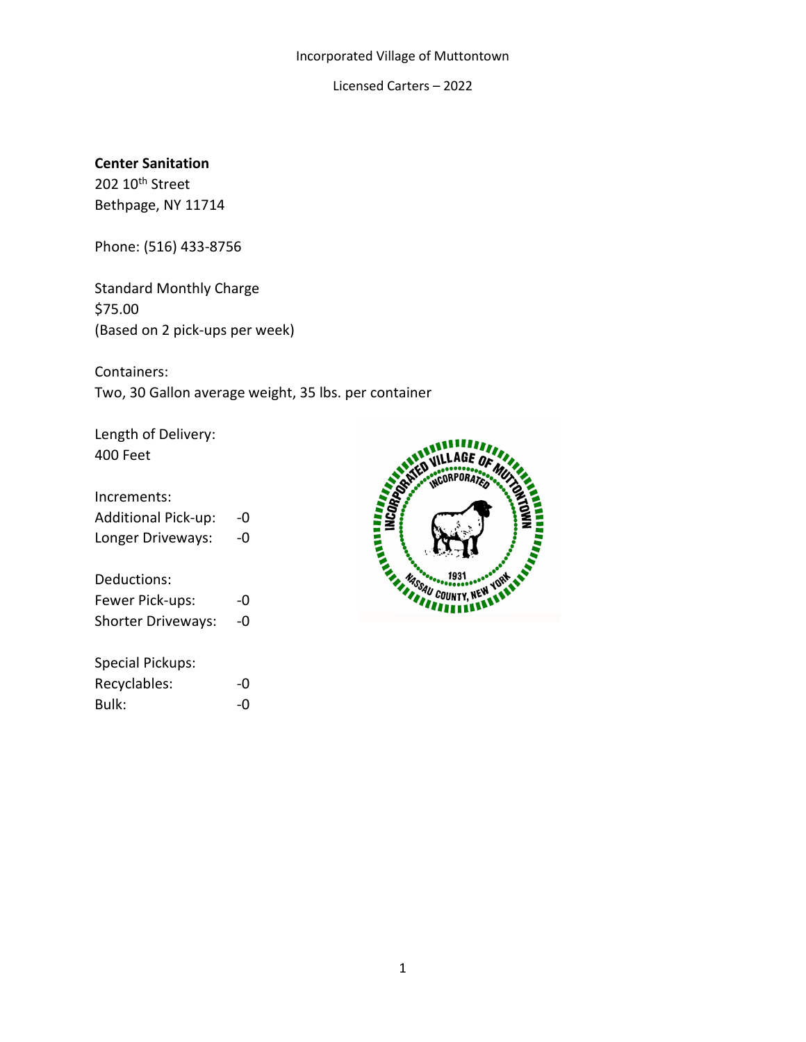Incorporated Village of Muttontown

Licensed Carters – 2022

**Center Sanitation**
202 10th Street
Bethpage, NY 11714

Phone: (516) 433-8756

Standard Monthly Charge
$75.00
(Based on 2 pick-ups per week)

Containers:
Two, 30 Gallon average weight, 35 lbs. per container

Length of Delivery:
400 Feet

Increments:
Additional Pick-up: -0
Longer Driveways: -0

Deductions:
Fewer Pick-ups: -0
Shorter Driveways: -0

Special Pickups:
Recyclables: -0
Bulk: -0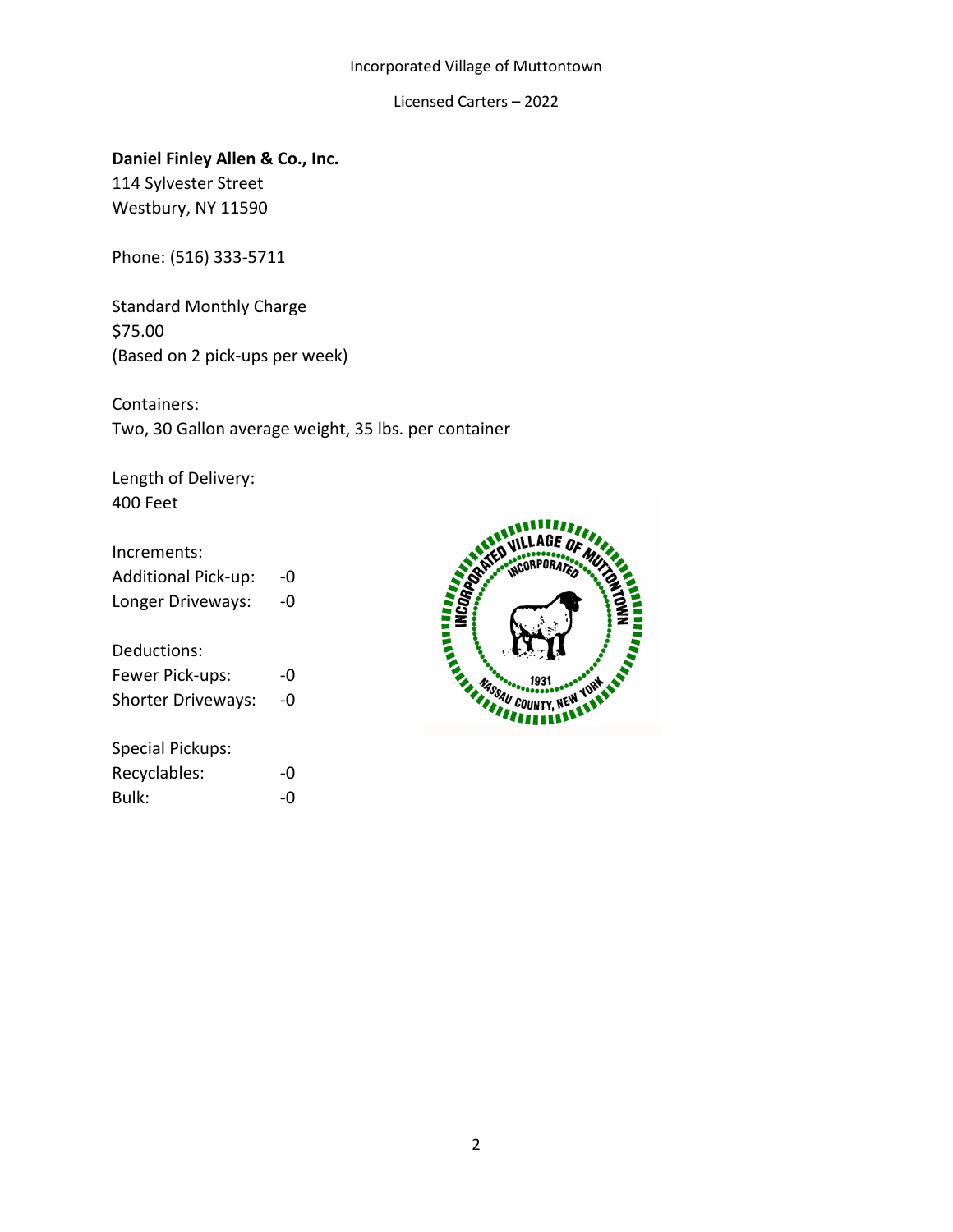Incorporated Village of Muttontown

Licensed Carters – 2022

**Daniel Finley Allen & Co., Inc.**
114 Sylvester Street
Westbury, NY 11590

Phone: (516) 333-5711

Standard Monthly Charge
$75.00
(Based on 2 pick-ups per week)

Containers:
Two, 30 Gallon average weight, 35 lbs. per container

Length of Delivery:
400 Feet

Increments:
Additional Pick-up: -0
Longer Driveways: -0

Deductions:
Fewer Pick-ups: -0
Shorter Driveways: -0

Special Pickups:
Recyclables: -0
Bulk: -0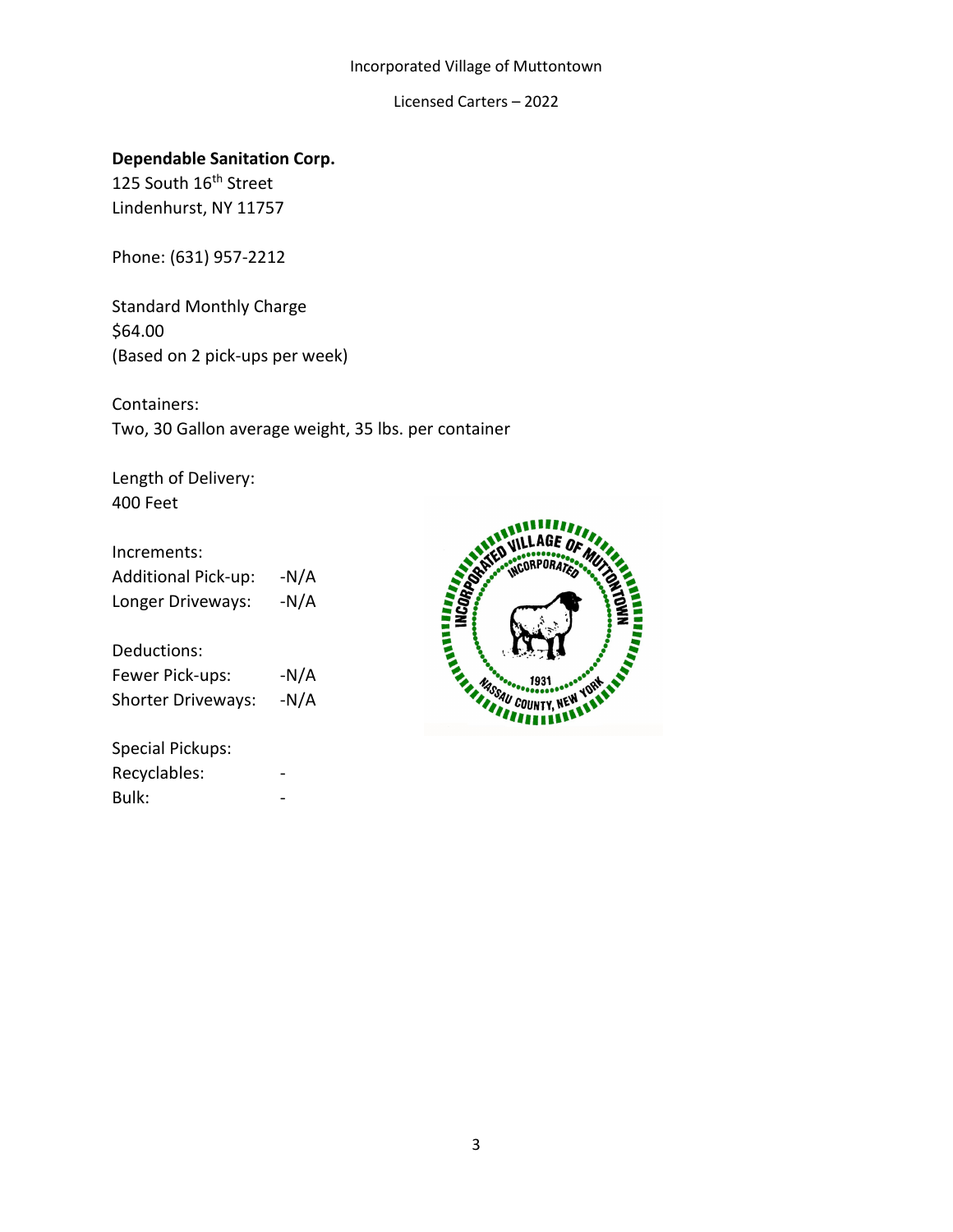Incorporated Village of Muttontown

Licensed Carters – 2022

**Dependable Sanitation Corp.**
125 South 16th Street
Lindenhurst, NY 11757

Phone: (631) 957-2212

Standard Monthly Charge
$64.00
(Based on 2 pick-ups per week)

Containers:
Two, 30 Gallon average weight, 35 lbs. per container

Length of Delivery:
400 Feet

Increments:
Additional Pick-up: -N/A
Longer Driveways: -N/A

Deductions:
Fewer Pick-ups: -N/A
Shorter Driveways: -N/A

Special Pickups:
Recyclables: -
Bulk: -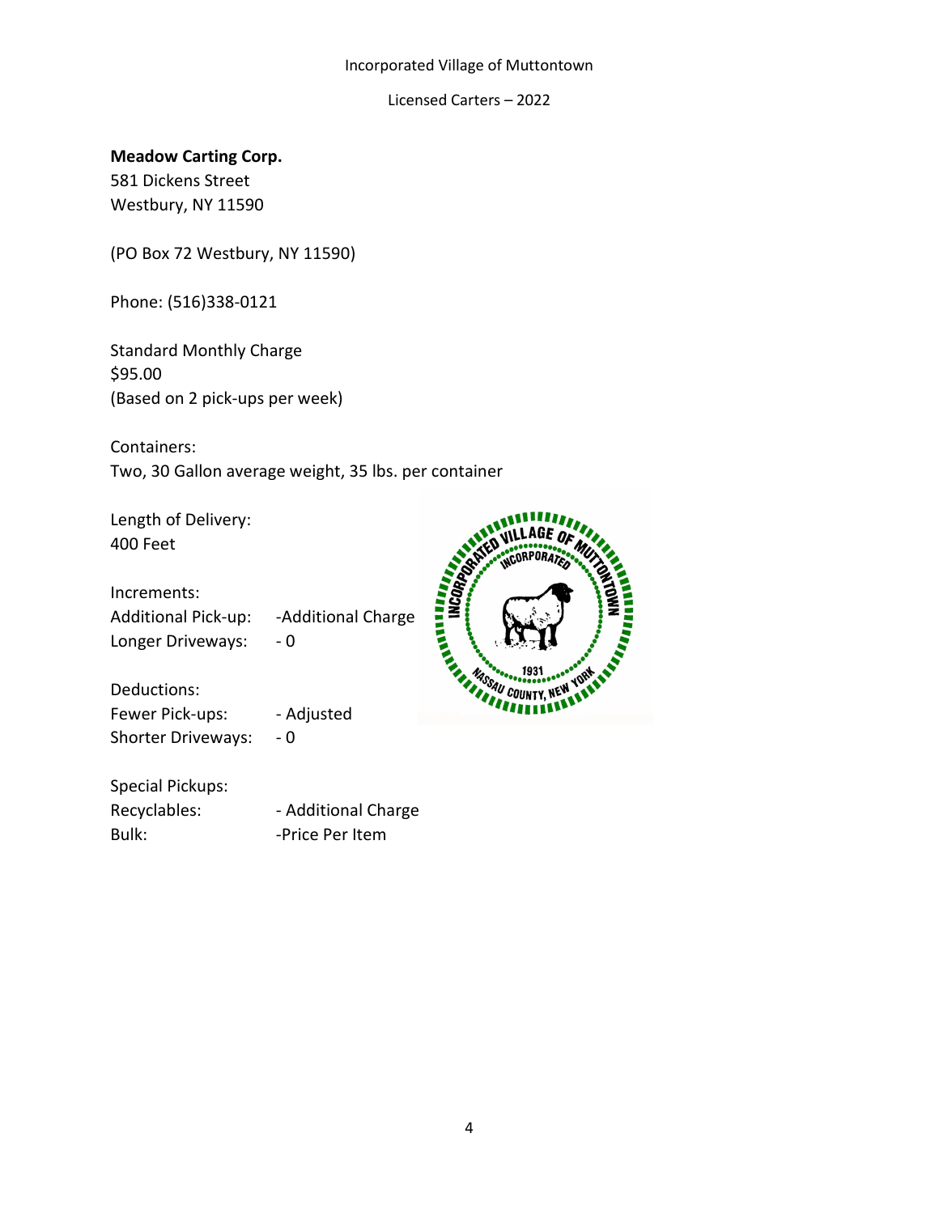Incorporated Village of Muttontown

Licensed Carters – 2022

**Meadow Carting Corp.**
581 Dickens Street
Westbury, NY 11590

(PO Box 72 Westbury, NY 11590)

Phone: (516)338-0121

Standard Monthly Charge
$95.00
(Based on 2 pick-ups per week)

Containers:
Two, 30 Gallon average weight, 35 lbs. per container

Length of Delivery:
400 Feet

Increments:

| | |
|---|---|
| Additional Pick-up: | -Additional Charge |
| Longer Driveways: | - 0 |

Deductions:

| | |
|---|---|
| Fewer Pick-ups: | - Adjusted |
| Shorter Driveways: | - 0 |

Special Pickups:

| | |
|---|---|
| Recyclables: | - Additional Charge |
| Bulk: | -Price Per Item |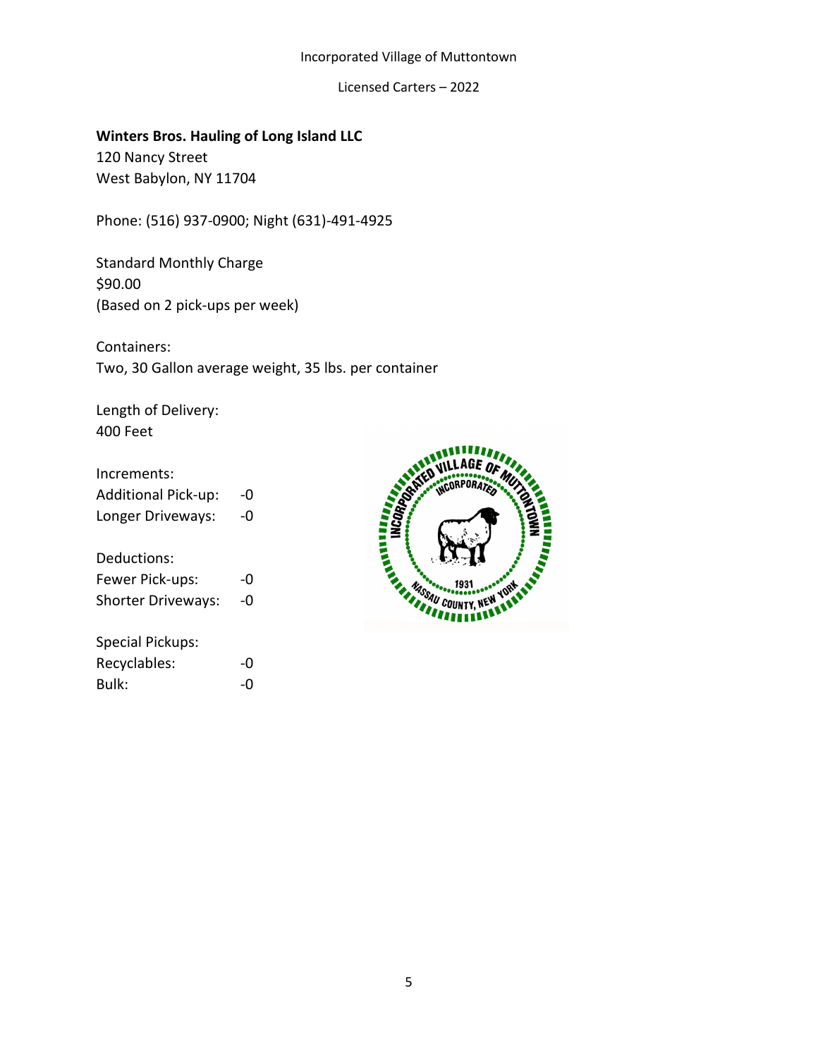Incorporated Village of Muttontown

Licensed Carters – 2022

**Winters Bros. Hauling of Long Island LLC**
120 Nancy Street
West Babylon, NY 11704

Phone: (516) 937-0900; Night (631)-491-4925

Standard Monthly Charge
$90.00
(Based on 2 pick-ups per week)

Containers:
Two, 30 Gallon average weight, 35 lbs. per container

Length of Delivery:
400 Feet

Increments:
Additional Pick-up: -0
Longer Driveways: -0

Deductions:
Fewer Pick-ups: -0
Shorter Driveways: -0

Special Pickups:
Recyclables: -0
Bulk: -0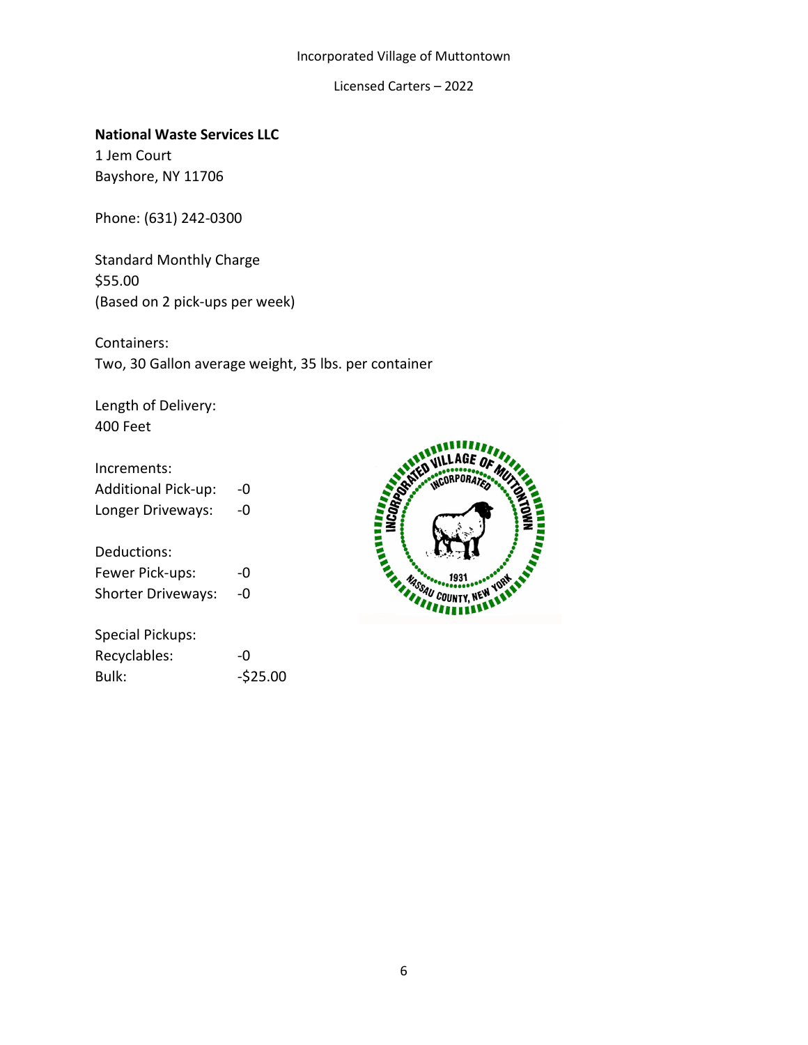Incorporated Village of Muttontown

Licensed Carters – 2022

**National Waste Services LLC**
1 Jem Court
Bayshore, NY 11706

Phone: (631) 242-0300

Standard Monthly Charge
$55.00
(Based on 2 pick-ups per week)

Containers:
Two, 30 Gallon average weight, 35 lbs. per container

Length of Delivery:
400 Feet

Increments:
Additional Pick-up: -0
Longer Driveways: -0

Deductions:
Fewer Pick-ups: -0
Shorter Driveways: -0

Special Pickups:
Recyclables: -0
Bulk: -$25.00